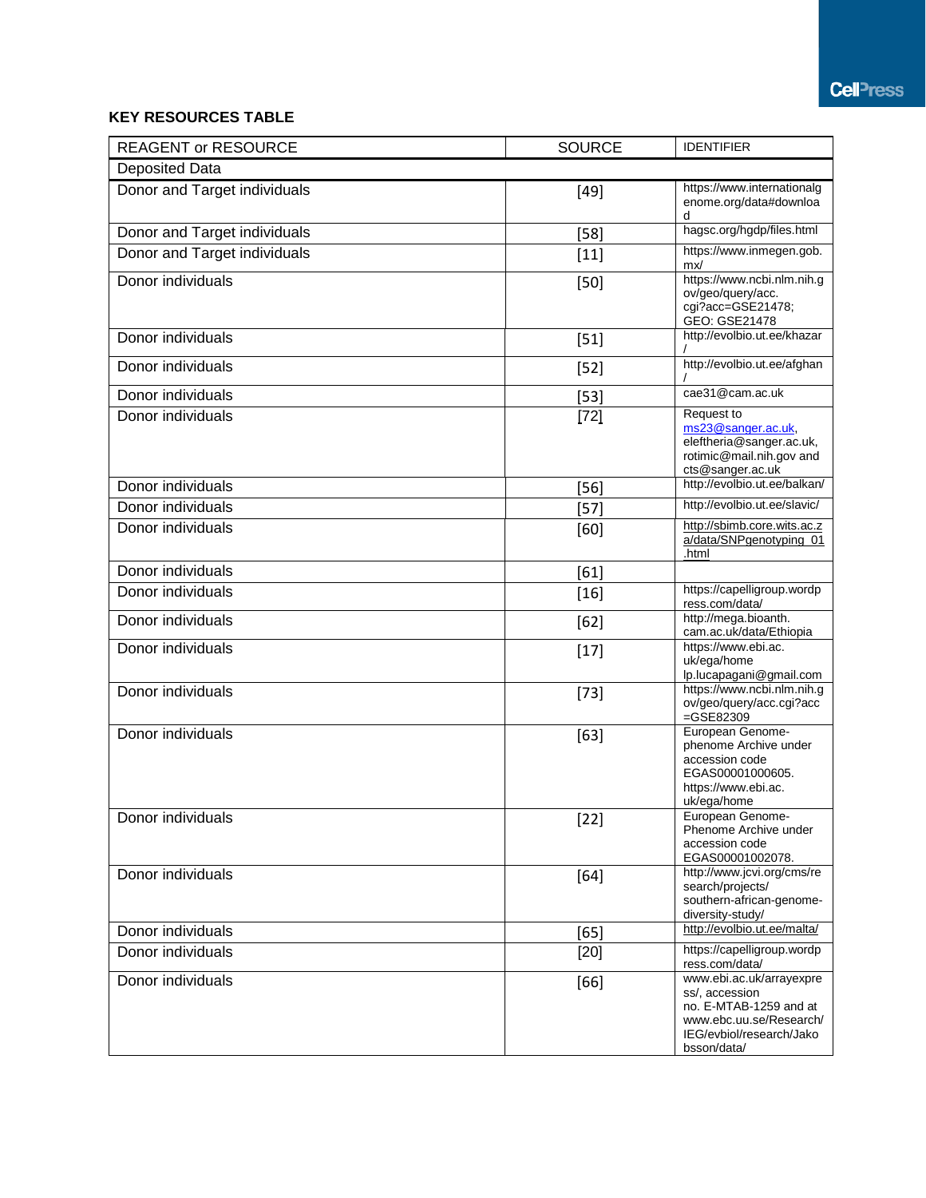## KEY RESOURCES TABLE

| REAGENT or RESOURCE | SOURCE | IDENTIFIER |
|---|---|---|
| Deposited Data | | |
| Donor and Target individuals | [49] | https://www.internationalgenome.org/data#download |
| Donor and Target individuals | [58] | hagsc.org/hgdp/files.html |
| Donor and Target individuals | [11] | https://www.inmegen.gob.mx/ |
| Donor individuals | [50] | https://www.ncbi.nlm.nih.gov/geo/query/acc.cgi?acc=GSE21478; GEO: GSE21478 |
| Donor individuals | [51] | http://evolbio.ut.ee/khazar/ |
| Donor individuals | [52] | http://evolbio.ut.ee/afghan/ |
| Donor individuals | [53] | cae31@cam.ac.uk |
| Donor individuals | [72] | Request to ms23@sanger.ac.uk, eleftheria@sanger.ac.uk, rotimic@mail.nih.gov and cts@sanger.ac.uk |
| Donor individuals | [56] | http://evolbio.ut.ee/balkan/ |
| Donor individuals | [57] | http://evolbio.ut.ee/slavic/ |
| Donor individuals | [60] | http://sbimb.core.wits.ac.za/data/SNPgenotyping_01.html |
| Donor individuals | [61] | |
| Donor individuals | [16] | https://capelligroup.wordpress.com/data/ |
| Donor individuals | [62] | http://mega.bioanth.cam.ac.uk/data/Ethiopia |
| Donor individuals | [17] | https://www.ebi.ac.uk/ega/home lp.lucapagani@gmail.com |
| Donor individuals | [73] | https://www.ncbi.nlm.nih.gov/geo/query/acc.cgi?acc=GSE82309 |
| Donor individuals | [63] | European Genome-phenome Archive under accession code EGAS00001000605. https://www.ebi.ac.uk/ega/home |
| Donor individuals | [22] | European Genome-Phenome Archive under accession code EGAS00001002078. |
| Donor individuals | [64] | http://www.jcvi.org/cms/research/projects/southern-african-genome-diversity-study/ |
| Donor individuals | [65] | http://evolbio.ut.ee/malta/ |
| Donor individuals | [20] | https://capelligroup.wordpress.com/data/ |
| Donor individuals | [66] | www.ebi.ac.uk/arrayexpress/, accession no. E-MTAB-1259 and at www.ebc.uu.se/Research/IEG/evbiol/research/Jakobsson/data/ |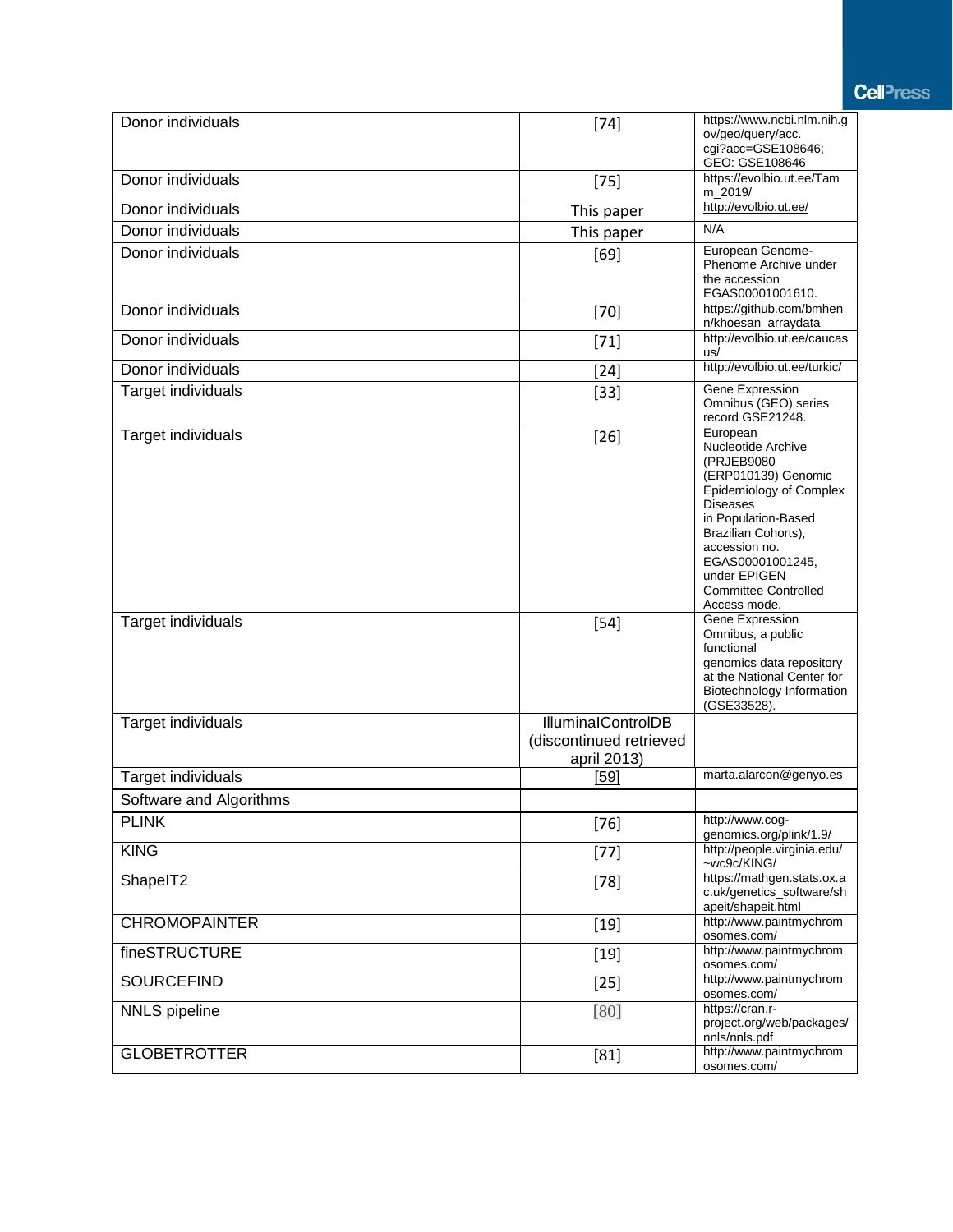| | | |
|---|---|---|
| Donor individuals | [74] | https://www.ncbi.nlm.nih.gov/geo/query/acc.cgi?acc=GSE108646; GEO: GSE108646 |
| Donor individuals | [75] | https://evolbio.ut.ee/Tamm_2019/ |
| Donor individuals | This paper | http://evolbio.ut.ee/ |
| Donor individuals | This paper | N/A |
| Donor individuals | [69] | European Genome-Phenome Archive under the accession EGAS00001001610. |
| Donor individuals | [70] | https://github.com/bmhenn/khoesan_arraydata |
| Donor individuals | [71] | http://evolbio.ut.ee/caucasus/ |
| Donor individuals | [24] | http://evolbio.ut.ee/turkic/ |
| Target individuals | [33] | Gene Expression Omnibus (GEO) series record GSE21248. |
| Target individuals | [26] | European Nucleotide Archive (PRJEB9080 (ERP010139) Genomic Epidemiology of Complex Diseases in Population-Based Brazilian Cohorts), accession no. EGAS00001001245, under EPIGEN Committee Controlled Access mode. |
| Target individuals | [54] | Gene Expression Omnibus, a public functional genomics data repository at the National Center for Biotechnology Information (GSE33528). |
| Target individuals | IlluminalControlDB (discontinued retrieved april 2013) | |
| Target individuals | [59] | marta.alarcon@genyo.es |
| Software and Algorithms | | |
| PLINK | [76] | http://www.cog-genomics.org/plink/1.9/ |
| KING | [77] | http://people.virginia.edu/~wc9c/KING/ |
| ShapeIT2 | [78] | https://mathgen.stats.ox.ac.uk/genetics_software/shapeit/shapeit.html |
| CHROMOPAINTER | [19] | http://www.paintmychromosomes.com/ |
| fineSTRUCTURE | [19] | http://www.paintmychromosomes.com/ |
| SOURCEFIND | [25] | http://www.paintmychromosomes.com/ |
| NNLS pipeline | [80] | https://cran.r-project.org/web/packages/nnls/nnls.pdf |
| GLOBETROTTER | [81] | http://www.paintmychromosomes.com/ |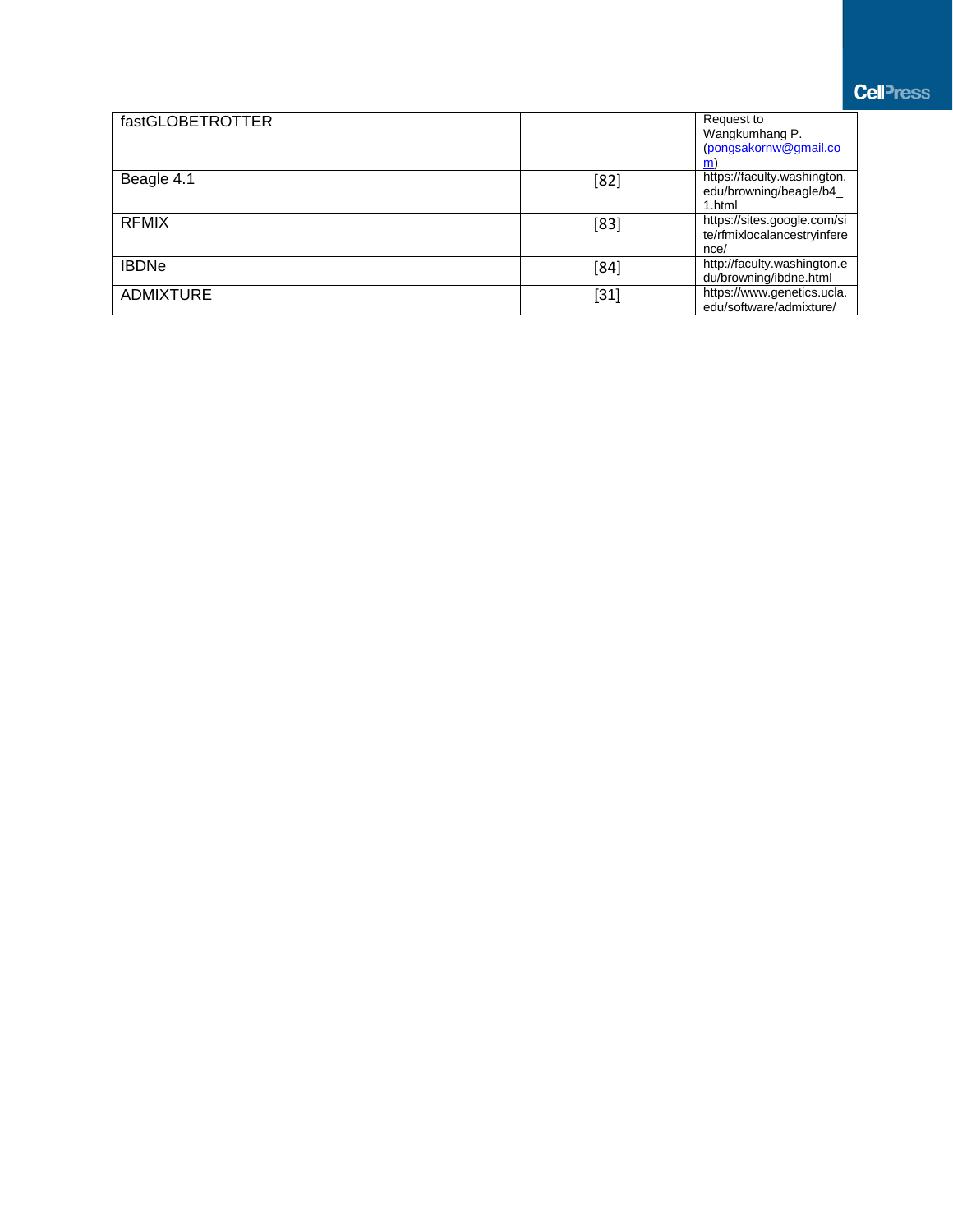| | | |
| --- | --- | --- |
| fastGLOBETROTTER | | Request to Wangkumhang P. (pongsakornw@gmail.com) |
| Beagle 4.1 | [82] | https://faculty.washington.edu/browning/beagle/b4_1.html |
| RFMIX | [83] | https://sites.google.com/site/rfmixlocalancestryinference/ |
| IBDNe | [84] | http://faculty.washington.edu/browning/ibdne.html |
| ADMIXTURE | [31] | https://www.genetics.ucla.edu/software/admixture/ |